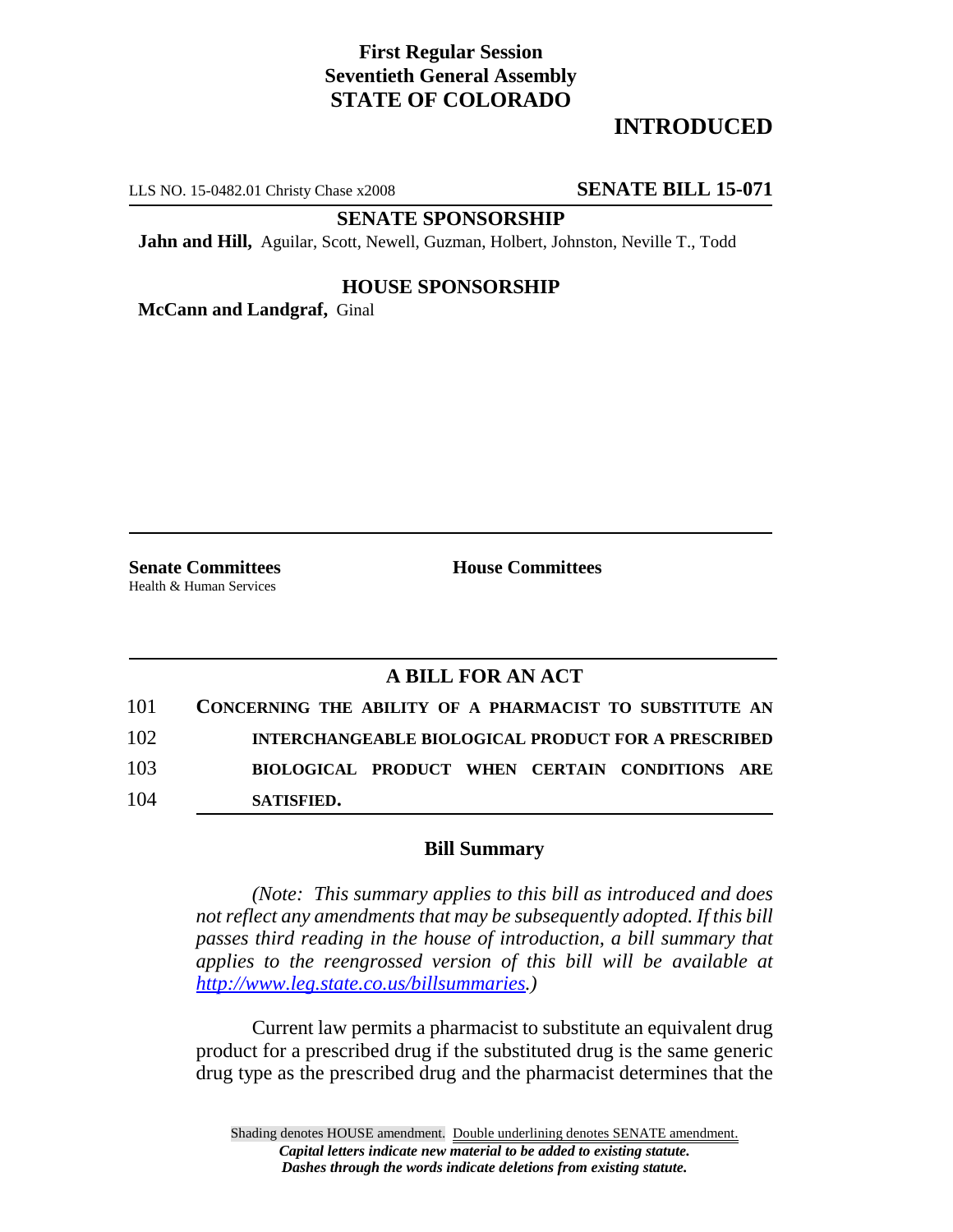**First Regular Session**
**Seventieth General Assembly**
**STATE OF COLORADO**

## INTRODUCED

LLS NO. 15-0482.01 Christy Chase x2008 **SENATE BILL 15-071**

**SENATE SPONSORSHIP**

**Jahn and Hill,** Aguilar, Scott, Newell, Guzman, Holbert, Johnston, Neville T., Todd

**HOUSE SPONSORSHIP**

**McCann and Landgraf,** Ginal

**Senate Committees**
Health & Human Services

**House Committees**

### A BILL FOR AN ACT

101 **CONCERNING THE ABILITY OF A PHARMACIST TO SUBSTITUTE AN**
102 **INTERCHANGEABLE BIOLOGICAL PRODUCT FOR A PRESCRIBED**
103 **BIOLOGICAL PRODUCT WHEN CERTAIN CONDITIONS ARE**
104 **SATISFIED.**

### Bill Summary

*(Note: This summary applies to this bill as introduced and does not reflect any amendments that may be subsequently adopted. If this bill passes third reading in the house of introduction, a bill summary that applies to the reengrossed version of this bill will be available at http://www.leg.state.co.us/billsummaries.)*

Current law permits a pharmacist to substitute an equivalent drug product for a prescribed drug if the substituted drug is the same generic drug type as the prescribed drug and the pharmacist determines that the

Shading denotes HOUSE amendment. Double underlining denotes SENATE amendment.
*Capital letters indicate new material to be added to existing statute.*
*Dashes through the words indicate deletions from existing statute.*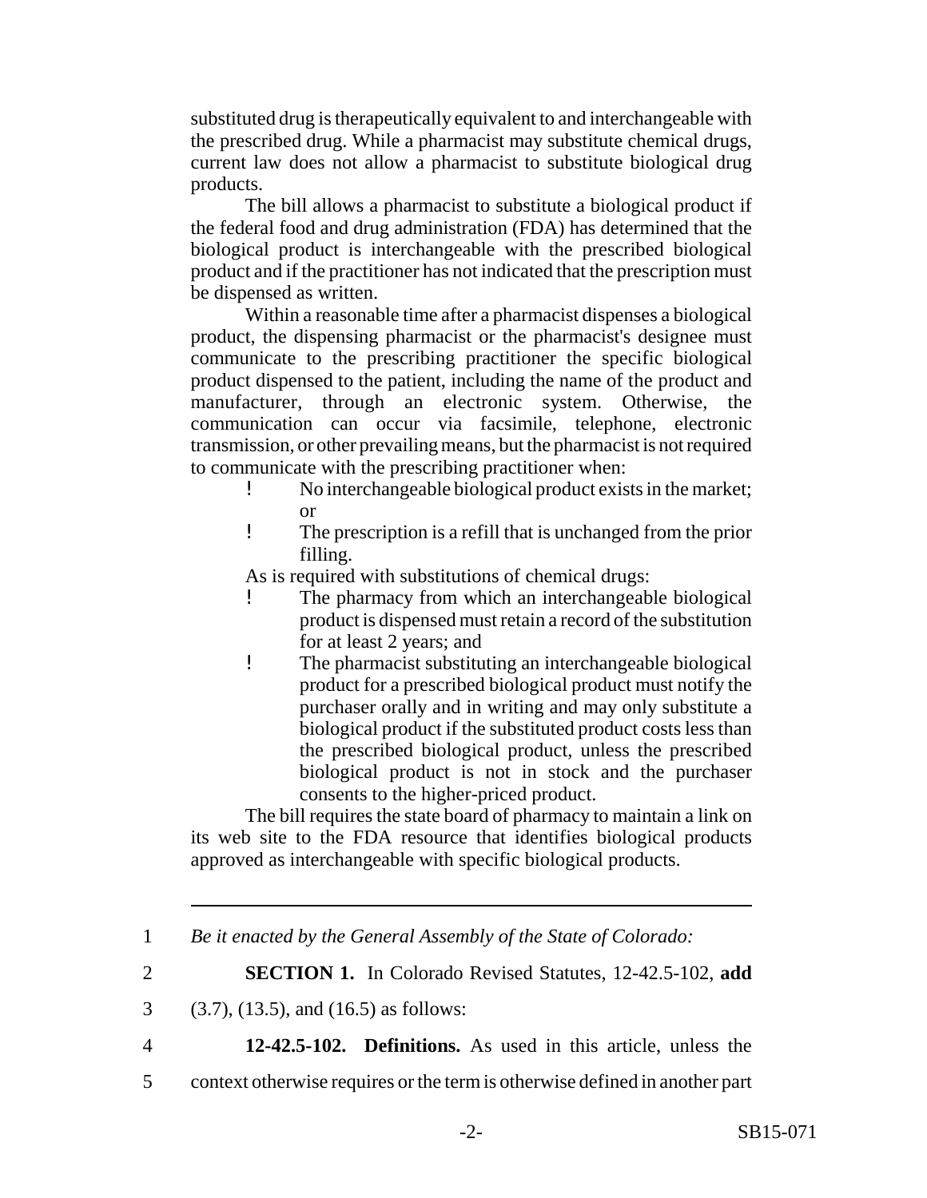substituted drug is therapeutically equivalent to and interchangeable with the prescribed drug. While a pharmacist may substitute chemical drugs, current law does not allow a pharmacist to substitute biological drug products.

The bill allows a pharmacist to substitute a biological product if the federal food and drug administration (FDA) has determined that the biological product is interchangeable with the prescribed biological product and if the practitioner has not indicated that the prescription must be dispensed as written.

Within a reasonable time after a pharmacist dispenses a biological product, the dispensing pharmacist or the pharmacist's designee must communicate to the prescribing practitioner the specific biological product dispensed to the patient, including the name of the product and manufacturer, through an electronic system. Otherwise, the communication can occur via facsimile, telephone, electronic transmission, or other prevailing means, but the pharmacist is not required to communicate with the prescribing practitioner when:

- No interchangeable biological product exists in the market; or
- The prescription is a refill that is unchanged from the prior filling.

As is required with substitutions of chemical drugs:

- The pharmacy from which an interchangeable biological product is dispensed must retain a record of the substitution for at least 2 years; and
- The pharmacist substituting an interchangeable biological product for a prescribed biological product must notify the purchaser orally and in writing and may only substitute a biological product if the substituted product costs less than the prescribed biological product, unless the prescribed biological product is not in stock and the purchaser consents to the higher-priced product.

The bill requires the state board of pharmacy to maintain a link on its web site to the FDA resource that identifies biological products approved as interchangeable with specific biological products.

---

1 *Be it enacted by the General Assembly of the State of Colorado:*

2 **SECTION 1.** In Colorado Revised Statutes, 12-42.5-102, **add**

3 (3.7), (13.5), and (16.5) as follows:

4 **12-42.5-102. Definitions.** As used in this article, unless the

5 context otherwise requires or the term is otherwise defined in another part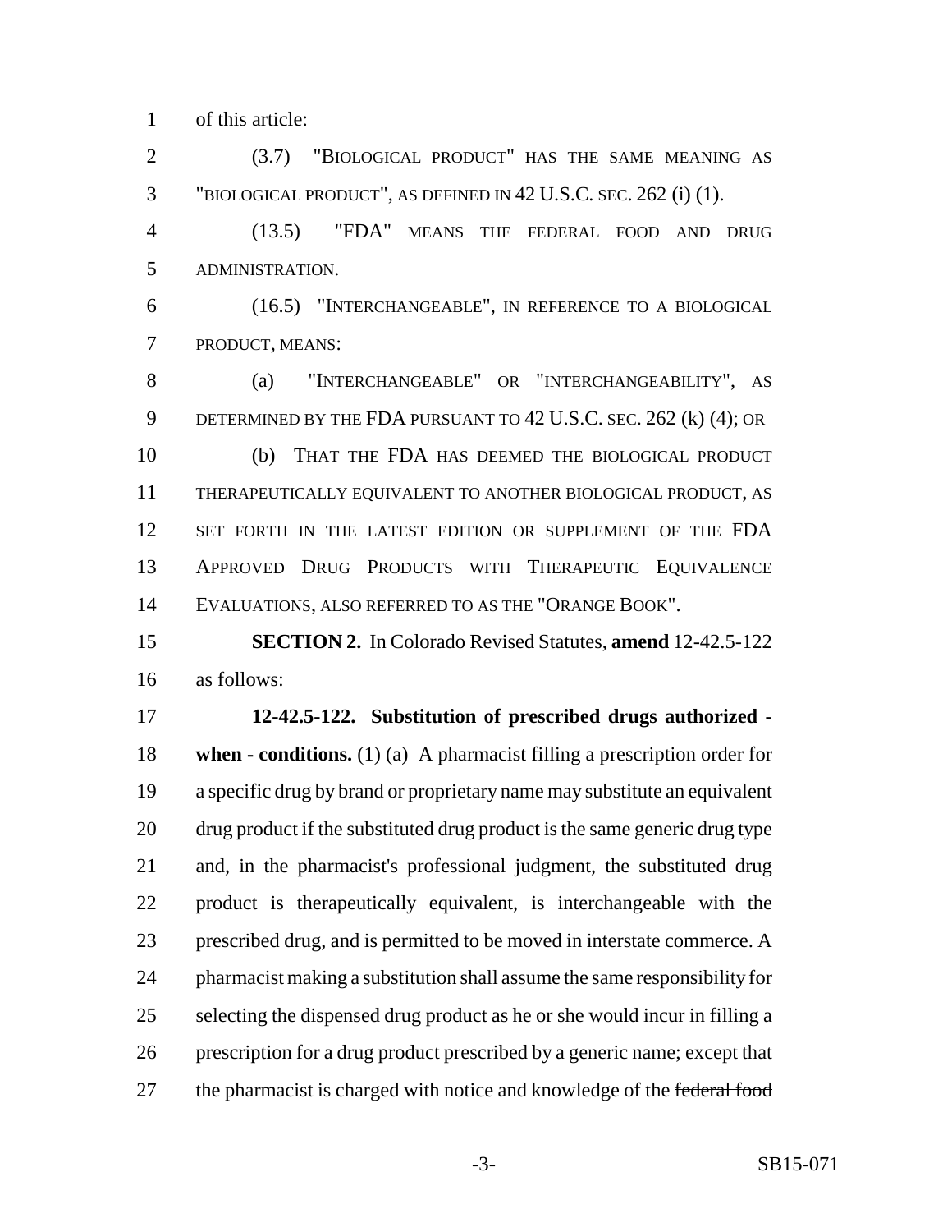of this article:

(3.7) "BIOLOGICAL PRODUCT" HAS THE SAME MEANING AS "BIOLOGICAL PRODUCT", AS DEFINED IN 42 U.S.C. SEC. 262 (i) (1).

(13.5) "FDA" MEANS THE FEDERAL FOOD AND DRUG ADMINISTRATION.

(16.5) "INTERCHANGEABLE", IN REFERENCE TO A BIOLOGICAL PRODUCT, MEANS:

(a) "INTERCHANGEABLE" OR "INTERCHANGEABILITY", AS DETERMINED BY THE FDA PURSUANT TO 42 U.S.C. SEC. 262 (k) (4); OR

(b) THAT THE FDA HAS DEEMED THE BIOLOGICAL PRODUCT THERAPEUTICALLY EQUIVALENT TO ANOTHER BIOLOGICAL PRODUCT, AS SET FORTH IN THE LATEST EDITION OR SUPPLEMENT OF THE FDA APPROVED DRUG PRODUCTS WITH THERAPEUTIC EQUIVALENCE EVALUATIONS, ALSO REFERRED TO AS THE "ORANGE BOOK".

**SECTION 2.** In Colorado Revised Statutes, **amend** 12-42.5-122 as follows:

**12-42.5-122. Substitution of prescribed drugs authorized - when - conditions.** (1) (a) A pharmacist filling a prescription order for a specific drug by brand or proprietary name may substitute an equivalent drug product if the substituted drug product is the same generic drug type and, in the pharmacist's professional judgment, the substituted drug product is therapeutically equivalent, is interchangeable with the prescribed drug, and is permitted to be moved in interstate commerce. A pharmacist making a substitution shall assume the same responsibility for selecting the dispensed drug product as he or she would incur in filling a prescription for a drug product prescribed by a generic name; except that the pharmacist is charged with notice and knowledge of the ~~federal food~~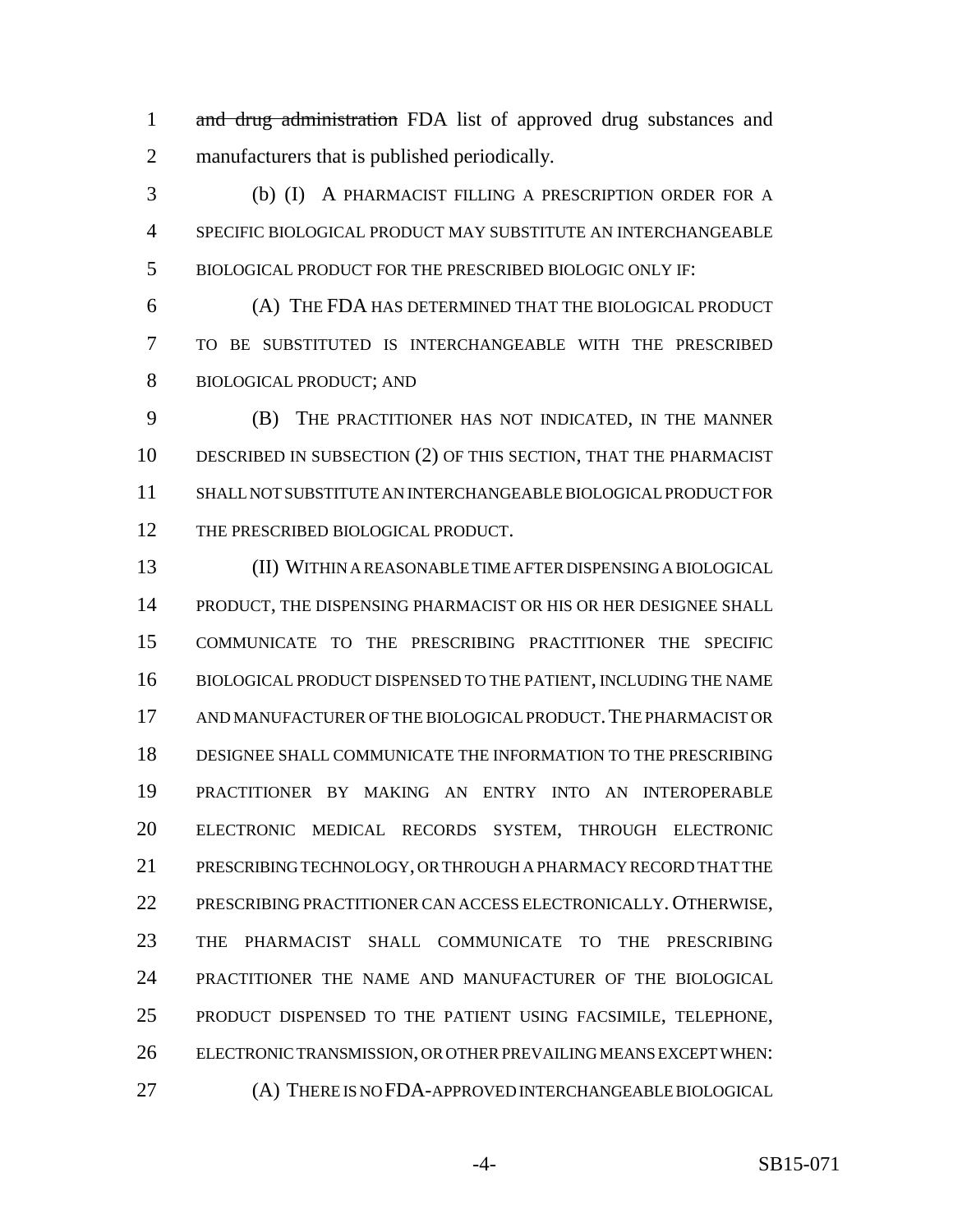~~and drug administration~~ FDA list of approved drug substances and manufacturers that is published periodically.

(b) (I) A PHARMACIST FILLING A PRESCRIPTION ORDER FOR A SPECIFIC BIOLOGICAL PRODUCT MAY SUBSTITUTE AN INTERCHANGEABLE BIOLOGICAL PRODUCT FOR THE PRESCRIBED BIOLOGIC ONLY IF:

(A) THE FDA HAS DETERMINED THAT THE BIOLOGICAL PRODUCT TO BE SUBSTITUTED IS INTERCHANGEABLE WITH THE PRESCRIBED BIOLOGICAL PRODUCT; AND

(B) THE PRACTITIONER HAS NOT INDICATED, IN THE MANNER DESCRIBED IN SUBSECTION (2) OF THIS SECTION, THAT THE PHARMACIST SHALL NOT SUBSTITUTE AN INTERCHANGEABLE BIOLOGICAL PRODUCT FOR THE PRESCRIBED BIOLOGICAL PRODUCT.

(II) WITHIN A REASONABLE TIME AFTER DISPENSING A BIOLOGICAL PRODUCT, THE DISPENSING PHARMACIST OR HIS OR HER DESIGNEE SHALL COMMUNICATE TO THE PRESCRIBING PRACTITIONER THE SPECIFIC BIOLOGICAL PRODUCT DISPENSED TO THE PATIENT, INCLUDING THE NAME AND MANUFACTURER OF THE BIOLOGICAL PRODUCT. THE PHARMACIST OR DESIGNEE SHALL COMMUNICATE THE INFORMATION TO THE PRESCRIBING PRACTITIONER BY MAKING AN ENTRY INTO AN INTEROPERABLE ELECTRONIC MEDICAL RECORDS SYSTEM, THROUGH ELECTRONIC PRESCRIBING TECHNOLOGY, OR THROUGH A PHARMACY RECORD THAT THE PRESCRIBING PRACTITIONER CAN ACCESS ELECTRONICALLY. OTHERWISE, THE PHARMACIST SHALL COMMUNICATE TO THE PRESCRIBING PRACTITIONER THE NAME AND MANUFACTURER OF THE BIOLOGICAL PRODUCT DISPENSED TO THE PATIENT USING FACSIMILE, TELEPHONE, ELECTRONIC TRANSMISSION, OR OTHER PREVAILING MEANS EXCEPT WHEN:

(A) THERE IS NO FDA-APPROVED INTERCHANGEABLE BIOLOGICAL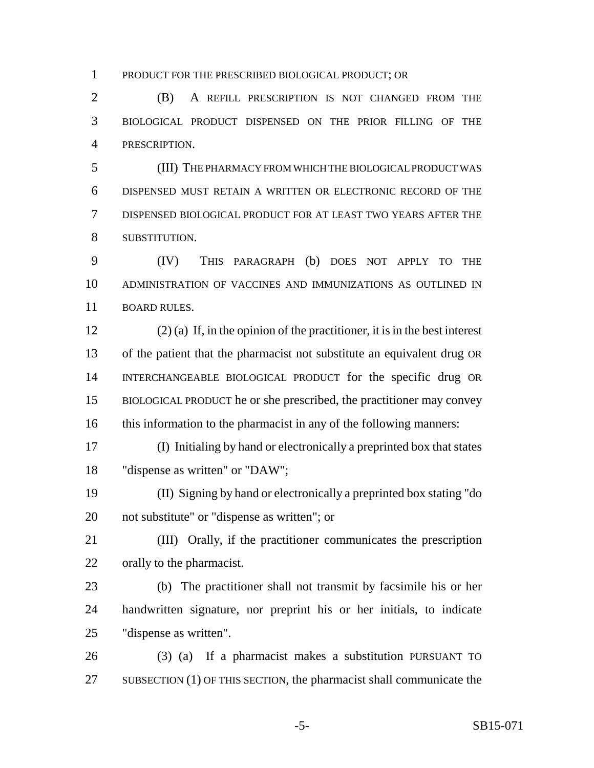PRODUCT FOR THE PRESCRIBED BIOLOGICAL PRODUCT; OR

(B) A REFILL PRESCRIPTION IS NOT CHANGED FROM THE BIOLOGICAL PRODUCT DISPENSED ON THE PRIOR FILLING OF THE PRESCRIPTION.

(III) THE PHARMACY FROM WHICH THE BIOLOGICAL PRODUCT WAS DISPENSED MUST RETAIN A WRITTEN OR ELECTRONIC RECORD OF THE DISPENSED BIOLOGICAL PRODUCT FOR AT LEAST TWO YEARS AFTER THE SUBSTITUTION.

(IV) THIS PARAGRAPH (b) DOES NOT APPLY TO THE ADMINISTRATION OF VACCINES AND IMMUNIZATIONS AS OUTLINED IN BOARD RULES.

(2) (a) If, in the opinion of the practitioner, it is in the best interest of the patient that the pharmacist not substitute an equivalent drug OR INTERCHANGEABLE BIOLOGICAL PRODUCT for the specific drug OR BIOLOGICAL PRODUCT he or she prescribed, the practitioner may convey this information to the pharmacist in any of the following manners:

(I) Initialing by hand or electronically a preprinted box that states "dispense as written" or "DAW";

(II) Signing by hand or electronically a preprinted box stating "do not substitute" or "dispense as written"; or

(III) Orally, if the practitioner communicates the prescription orally to the pharmacist.

(b) The practitioner shall not transmit by facsimile his or her handwritten signature, nor preprint his or her initials, to indicate "dispense as written".

(3) (a) If a pharmacist makes a substitution PURSUANT TO SUBSECTION (1) OF THIS SECTION, the pharmacist shall communicate the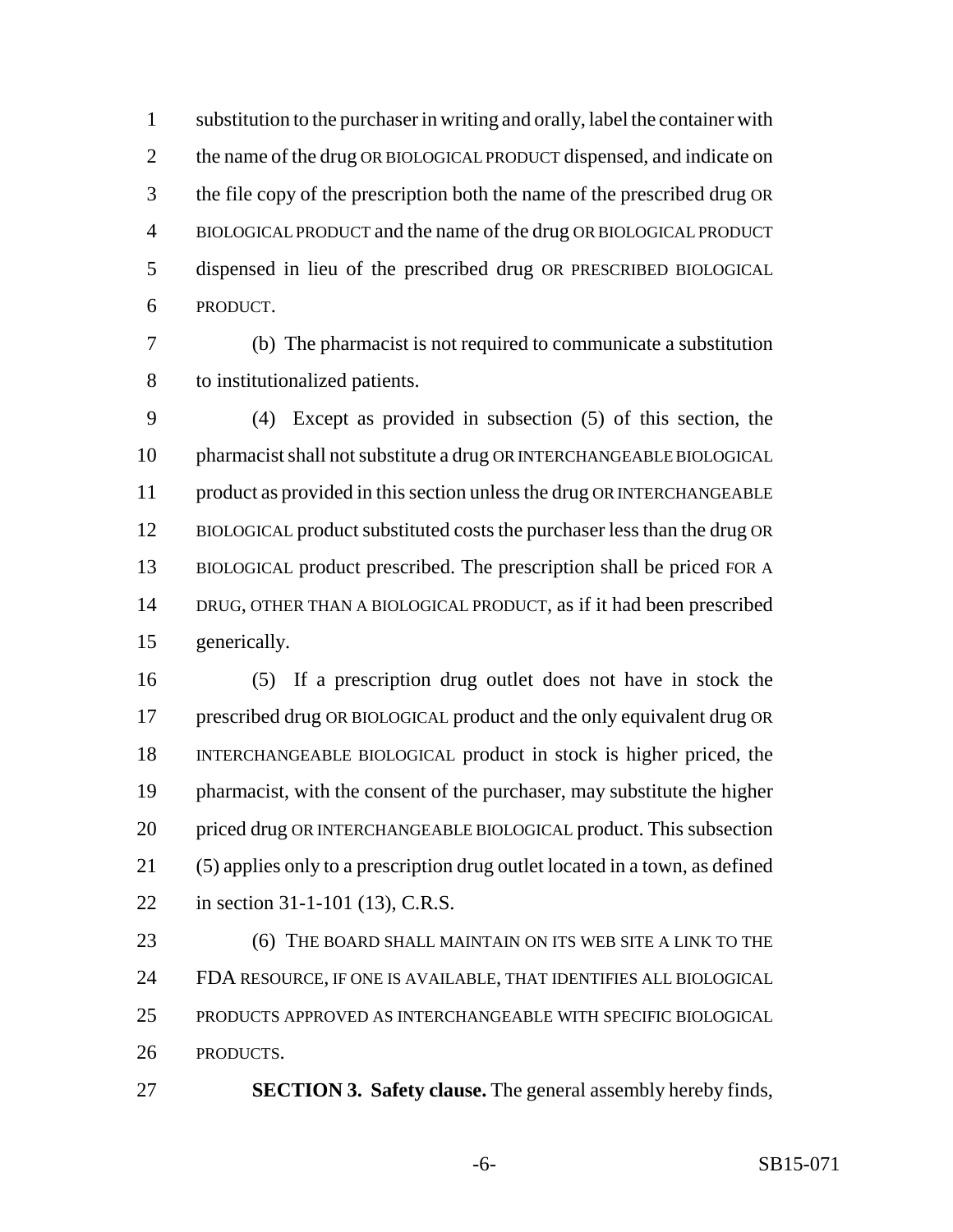substitution to the purchaser in writing and orally, label the container with the name of the drug OR BIOLOGICAL PRODUCT dispensed, and indicate on the file copy of the prescription both the name of the prescribed drug OR BIOLOGICAL PRODUCT and the name of the drug OR BIOLOGICAL PRODUCT dispensed in lieu of the prescribed drug OR PRESCRIBED BIOLOGICAL PRODUCT.

(b) The pharmacist is not required to communicate a substitution to institutionalized patients.

(4) Except as provided in subsection (5) of this section, the pharmacist shall not substitute a drug OR INTERCHANGEABLE BIOLOGICAL product as provided in this section unless the drug OR INTERCHANGEABLE BIOLOGICAL product substituted costs the purchaser less than the drug OR BIOLOGICAL product prescribed. The prescription shall be priced FOR A DRUG, OTHER THAN A BIOLOGICAL PRODUCT, as if it had been prescribed generically.

(5) If a prescription drug outlet does not have in stock the prescribed drug OR BIOLOGICAL product and the only equivalent drug OR INTERCHANGEABLE BIOLOGICAL product in stock is higher priced, the pharmacist, with the consent of the purchaser, may substitute the higher priced drug OR INTERCHANGEABLE BIOLOGICAL product. This subsection (5) applies only to a prescription drug outlet located in a town, as defined in section 31-1-101 (13), C.R.S.

(6) THE BOARD SHALL MAINTAIN ON ITS WEB SITE A LINK TO THE FDA RESOURCE, IF ONE IS AVAILABLE, THAT IDENTIFIES ALL BIOLOGICAL PRODUCTS APPROVED AS INTERCHANGEABLE WITH SPECIFIC BIOLOGICAL PRODUCTS.

**SECTION 3. Safety clause.** The general assembly hereby finds,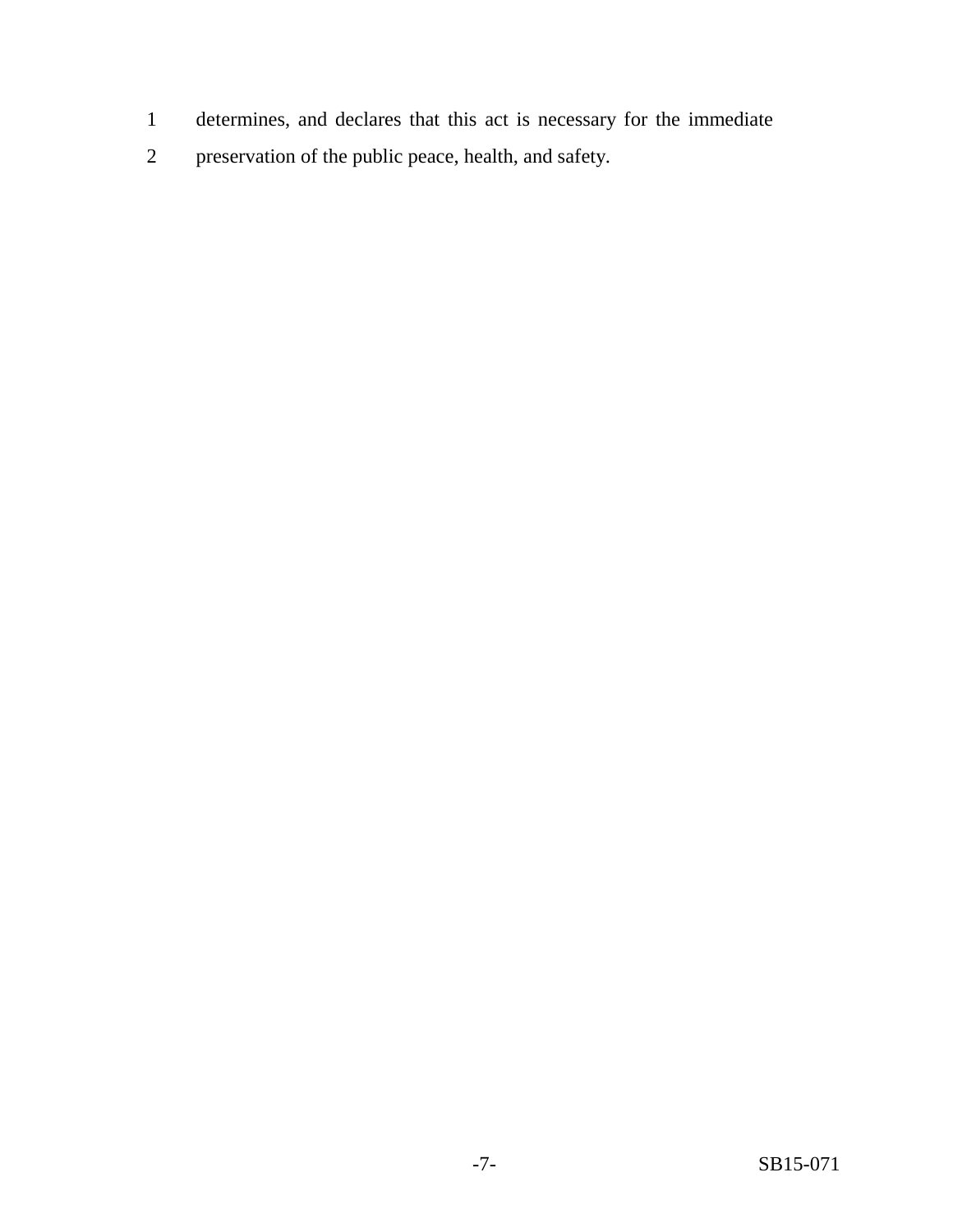determines, and declares that this act is necessary for the immediate preservation of the public peace, health, and safety.